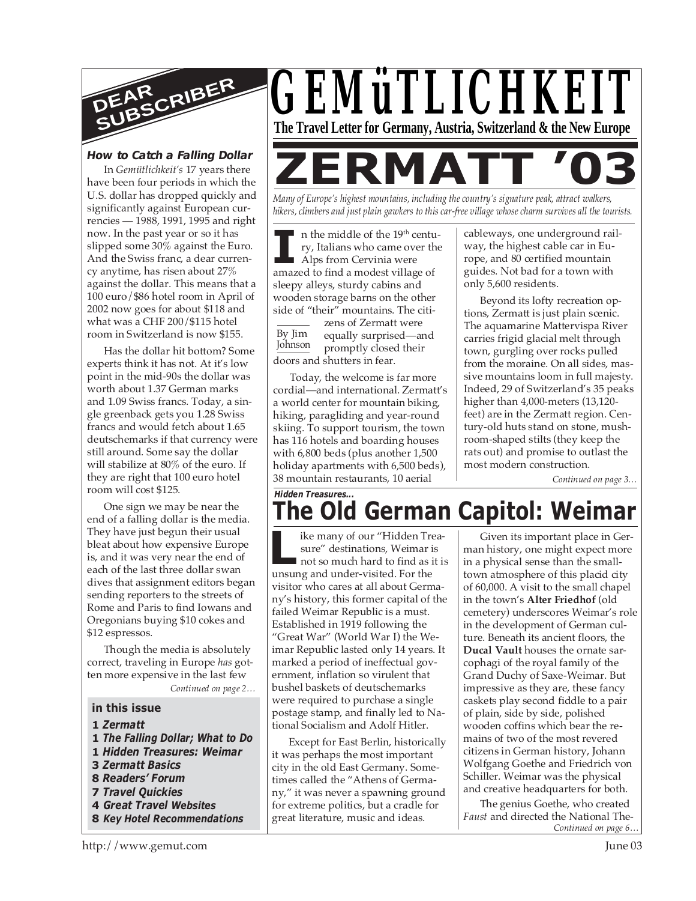# GEMüTLICHKEIT

**The Travel Letter for Germany, Austria, Switzerland & the New Europe**

## DEAR SUBSCRIBER

### *How to Catch a Falling Dollar*

In *Gemütlichkeit's* 17 years there have been four periods in which the U.S. dollar has dropped quickly and significantly against European currencies — 1988, 1991, 1995 and right now. In the past year or so it has slipped some 30% against the Euro. And the Swiss franc, a dear currency anytime, has risen about 27% against the dollar. This means that a 100 euro/$86 hotel room in April of 2002 now goes for about $118 and what was a CHF 200/$115 hotel room in Switzerland is now $155.

Has the dollar hit bottom? Some experts think it has not. At it's low point in the mid-90s the dollar was worth about 1.37 German marks and 1.09 Swiss francs. Today, a single greenback gets you 1.28 Swiss francs and would fetch about 1.65 deutschemarks if that currency were still around. Some say the dollar will stabilize at 80% of the euro. If they are right that 100 euro hotel room will cost $125.

One sign we may be near the end of a falling dollar is the media. They have just begun their usual bleat about how expensive Europe is, and it was very near the end of each of the last three dollar swan dives that assignment editors began sending reporters to the streets of Rome and Paris to find Iowans and Oregonians buying $10 cokes and $12 espressos.

Though the media is absolutely correct, traveling in Europe *has* gotten more expensive in the last few

*Continued on page 2…*

**in this issue**

- **1** ***Zermatt***
- **1** ***The Falling Dollar; What to Do***
- **1** ***Hidden Treasures: Weimar***
- **3** ***Zermatt Basics***
- **8** ***Readers' Forum***
- **7** ***Travel Quickies***
- **4** ***Great Travel Websites***
- **8** ***Key Hotel Recommendations***

# ZERMATT '03

*Many of Europe's highest mountains, including the country's signature peak, attract walkers, hikers, climbers and just plain gawkers to this car-free village whose charm survives all the tourists.*

By Jim Johnson

In the middle of the 19th century, Italians who came over the Alps from Cervinia were amazed to find a modest village of sleepy alleys, sturdy cabins and wooden storage barns on the other side of "their" mountains. The citizens of Zermatt were equally surprised—and promptly closed their doors and shutters in fear.

Today, the welcome is far more cordial—and international. Zermatt's a world center for mountain biking, hiking, paragliding and year-round skiing. To support tourism, the town has 116 hotels and boarding houses with 6,800 beds (plus another 1,500 holiday apartments with 6,500 beds), 38 mountain restaurants, 10 aerial cableways, one underground railway, the highest cable car in Europe, and 80 certified mountain guides. Not bad for a town with only 5,600 residents.

Beyond its lofty recreation options, Zermatt is just plain scenic. The aquamarine Mattervispa River carries frigid glacial melt through town, gurgling over rocks pulled from the moraine. On all sides, massive mountains loom in full majesty. Indeed, 29 of Switzerland's 35 peaks higher than 4,000-meters (13,120-feet) are in the Zermatt region. Century-old huts stand on stone, mushroom-shaped stilts (they keep the rats out) and promise to outlast the most modern construction.

*Continued on page 3…*

***Hidden Treasures...***

# The Old German Capitol: Weimar

Like many of our "Hidden Treasure" destinations, Weimar is not so much hard to find as it is unsung and under-visited. For the visitor who cares at all about Germany's history, this former capital of the failed Weimar Republic is a must. Established in 1919 following the "Great War" (World War I) the Weimar Republic lasted only 14 years. It marked a period of ineffectual government, inflation so virulent that bushel baskets of deutschemarks were required to purchase a single postage stamp, and finally led to National Socialism and Adolf Hitler.

Except for East Berlin, historically it was perhaps the most important city in the old East Germany. Sometimes called the "Athens of Germany," it was never a spawning ground for extreme politics, but a cradle for great literature, music and ideas.

Given its important place in German history, one might expect more in a physical sense than the small-town atmosphere of this placid city of 60,000. A visit to the small chapel in the town's **Alter Friedhof** (old cemetery) underscores Weimar's role in the development of German culture. Beneath its ancient floors, the **Ducal Vault** houses the ornate sarcophagi of the royal family of the Grand Duchy of Saxe-Weimar. But impressive as they are, these fancy caskets play second fiddle to a pair of plain, side by side, polished wooden coffins which bear the remains of two of the most revered citizens in German history, Johann Wolfgang Goethe and Friedrich von Schiller. Weimar was the physical and creative headquarters for both.

The genius Goethe, who created *Faust* and directed the National The-

*Continued on page 6…*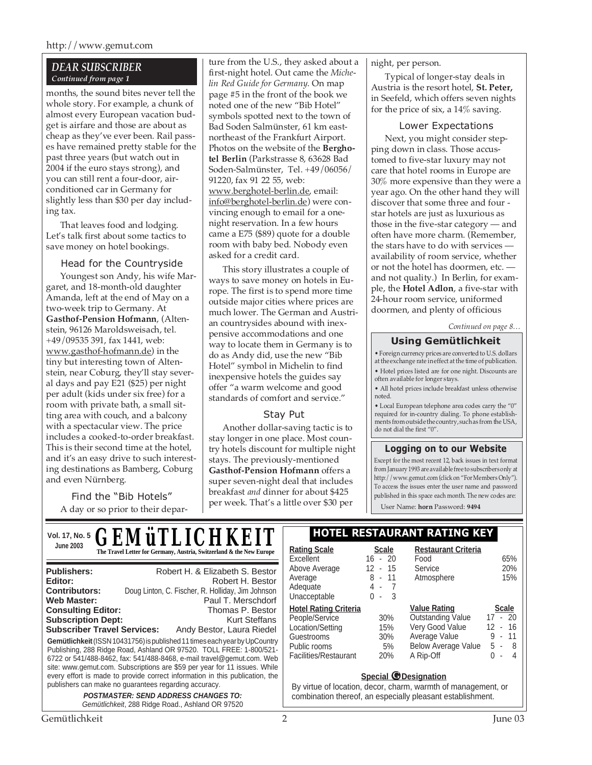## DEAR SUBSCRIBER

*Continued from page 1*

months, the sound bites never tell the whole story. For example, a chunk of almost every European vacation budget is airfare and those are about as cheap as they've ever been. Rail passes have remained pretty stable for the past three years (but watch out in 2004 if the euro stays strong), and you can still rent a four-door, air-conditioned car in Germany for slightly less than $30 per day including tax.

That leaves food and lodging. Let's talk first about some tactics to save money on hotel bookings.

### Head for the Countryside

Youngest son Andy, his wife Margaret, and 18-month-old daughter Amanda, left at the end of May on a two-week trip to Germany. At **Gasthof-Pension Hofmann**, (Altenstein, 96126 Maroldsweisach, tel. +49/09535 391, fax 1441, web: www.gasthof-hofmann.de) in the tiny but interesting town of Altenstein, near Coburg, they'll stay several days and pay E21 ($25) per night per adult (kids under six free) for a room with private bath, a small sitting area with couch, and a balcony with a spectacular view. The price includes a cooked-to-order breakfast. This is their second time at the hotel, and it's an easy drive to such interesting destinations as Bamberg, Coburg and even Nürnberg.

### Find the "Bib Hotels"

A day or so prior to their departure from the U.S., they asked about a first-night hotel. Out came the *Michelin Red Guide for Germany*. On map page #5 in the front of the book we noted one of the new "Bib Hotel" symbols spotted next to the town of Bad Soden Salmünster, 61 km east-northeast of the Frankfurt Airport. Photos on the website of the **Berghotel Berlin** (Parkstrasse 8, 63628 Bad Soden-Salmünster, Tel. +49/06056/ 91220, fax 91 22 55, web: www.berghotel-berlin.de, email: info@berghotel-berlin.de) were convincing enough to email for a one-night reservation. In a few hours came a E75 ($89) quote for a double room with baby bed. Nobody even asked for a credit card.

This story illustrates a couple of ways to save money on hotels in Europe. The first is to spend more time outside major cities where prices are much lower. The German and Austrian countrysides abound with inexpensive accommodations and one way to locate them in Germany is to do as Andy did, use the new "Bib Hotel" symbol in Michelin to find inexpensive hotels the guides say offer "a warm welcome and good standards of comfort and service."

### Stay Put

Another dollar-saving tactic is to stay longer in one place. Most country hotels discount for multiple night stays. The previously-mentioned **Gasthof-Pension Hofmann** offers a super seven-night deal that includes breakfast *and* dinner for about $425 per week. That's a little over $30 per night, per person.

Typical of longer-stay deals in Austria is the resort hotel, **St. Peter,** in Seefeld, which offers seven nights for the price of six, a 14% saving.

### Lower Expectations

Next, you might consider stepping down in class. Those accustomed to five-star luxury may not care that hotel rooms in Europe are 30% more expensive than they were a year ago. On the other hand they will discover that some three and four-star hotels are just as luxurious as those in the five-star category — and often have more charm. (Remember, the stars have to do with services — availability of room service, whether or not the hotel has doormen, etc. — and not quality.) In Berlin, for example, the **Hotel Adlon**, a five-star with 24-hour room service, uniformed doormen, and plenty of officious

*Continued on page 8…*

### Using Gemütlichkeit

- Foreign currency prices are converted to U.S. dollars at the exchange rate in effect at the time of publication.
- Hotel prices listed are for one night. Discounts are often available for longer stays.
- All hotel prices include breakfast unless otherwise noted.
- Local European telephone area codes carry the "0" required for in-country dialing. To phone establishments from outside the country, such as from the USA, do not dial the first "0".

### Logging on to our Website

Except for the most recent 12, back issues in text format from January 1993 are available free to subscribers only at http://www.gemut.com (click on "For Members Only"). To access the issues enter the user name and password published in this space each month. The new codes are:

User Name: **horn** Password: **9494**

---

**GEMüTLICHKEIT** — Vol. 17, No. 5, June 2003

**The Travel Letter for Germany, Austria, Switzerland & the New Europe**

| | |
|---|---|
| **Publishers:** | Robert H. & Elizabeth S. Bestor |
| **Editor:** | Robert H. Bestor |
| **Contributors:** | Doug Linton, C. Fischer, R. Holliday, Jim Johnson |
| **Web Master:** | Paul T. Merschdorf |
| **Consulting Editor:** | Thomas P. Bestor |
| **Subscription Dept:** | Kurt Steffans |
| **Subscriber Travel Services:** | Andy Bestor, Laura Riedel |

**Gemütlichkeit** (ISSN 10431756) is published 11 times each year by UpCountry Publishing, 288 Ridge Road, Ashland OR 97520. TOLL FREE: 1-800/521-6722 or 541/488-8462, fax: 541/488-8468, e-mail travel@gemut.com. Web site: www.gemut.com. Subscriptions are $59 per year for 11 issues. While every effort is made to provide correct information in this publication, the publishers can make no guarantees regarding accuracy.

***POSTMASTER: SEND ADDRESS CHANGES TO:***
*Gemütlichkeit*, 288 Ridge Road., Ashland OR 97520

### HOTEL RESTAURANT RATING KEY

| Rating Scale | Scale |
|---|---|
| Excellent | 16 - 20 |
| Above Average | 12 - 15 |
| Average | 8 - 11 |
| Adequate | 4 - 7 |
| Unacceptable | 0 - 3 |

| Restaurant Criteria | |
|---|---|
| Food | 65% |
| Service | 20% |
| Atmosphere | 15% |

| Hotel Rating Criteria | |
|---|---|
| People/Service | 30% |
| Location/Setting | 15% |
| Guestrooms | 30% |
| Public rooms | 5% |
| Facilities/Restaurant | 20% |

| Value Rating | Scale |
|---|---|
| Outstanding Value | 17 - 20 |
| Very Good Value | 12 - 16 |
| Average Value | 9 - 11 |
| Below Average Value | 5 - 8 |
| A Rip-Off | 0 - 4 |

**Special G Designation**

By virtue of location, decor, charm, warmth of management, or combination thereof, an especially pleasant establishment.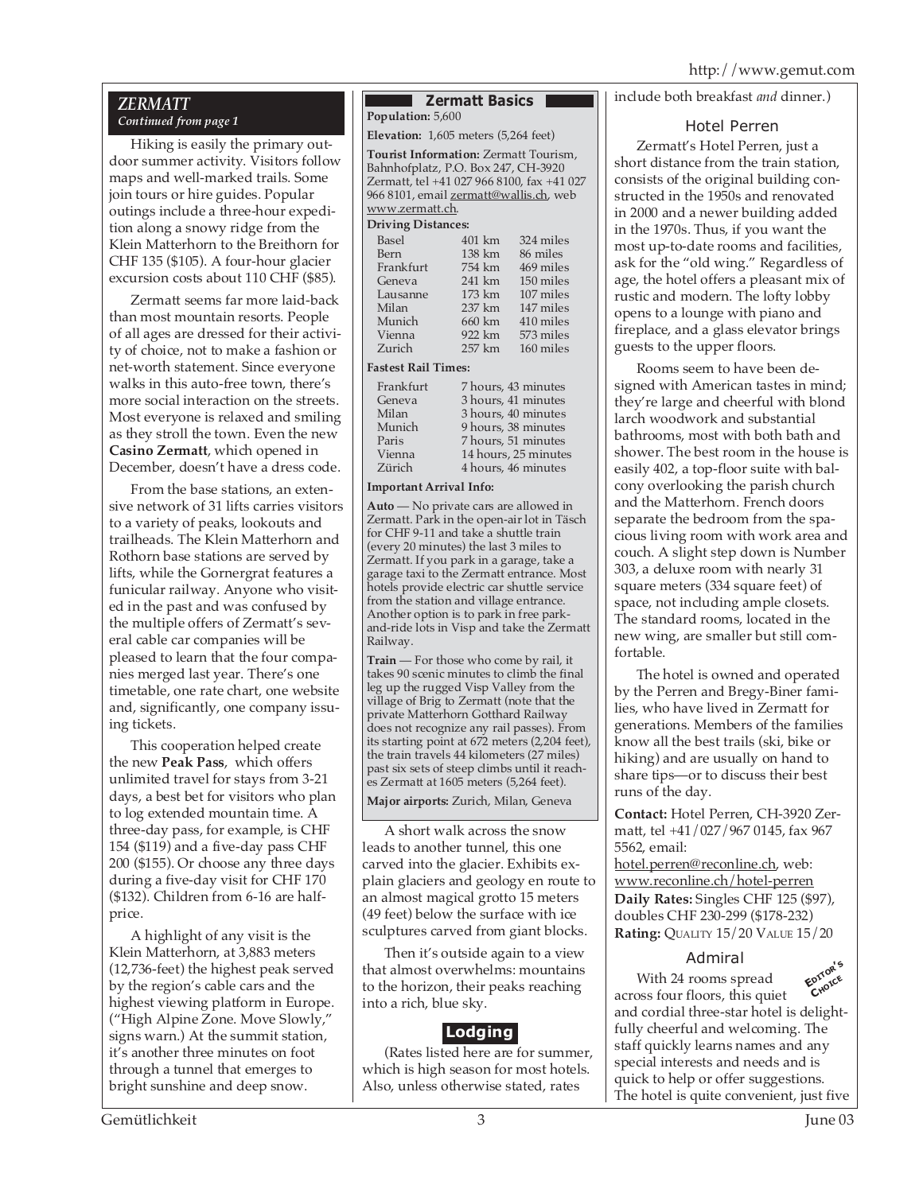## ZERMATT

*Continued from page 1*

Hiking is easily the primary outdoor summer activity. Visitors follow maps and well-marked trails. Some join tours or hire guides. Popular outings include a three-hour expedition along a snowy ridge from the Klein Matterhorn to the Breithorn for CHF 135 ($105). A four-hour glacier excursion costs about 110 CHF ($85).

Zermatt seems far more laid-back than most mountain resorts. People of all ages are dressed for their activity of choice, not to make a fashion or net-worth statement. Since everyone walks in this auto-free town, there's more social interaction on the streets. Most everyone is relaxed and smiling as they stroll the town. Even the new **Casino Zermatt**, which opened in December, doesn't have a dress code.

From the base stations, an extensive network of 31 lifts carries visitors to a variety of peaks, lookouts and trailheads. The Klein Matterhorn and Rothorn base stations are served by lifts, while the Gornergrat features a funicular railway. Anyone who visited in the past and was confused by the multiple offers of Zermatt's several cable car companies will be pleased to learn that the four companies merged last year. There's one timetable, one rate chart, one website and, significantly, one company issuing tickets.

This cooperation helped create the new **Peak Pass**, which offers unlimited travel for stays from 3-21 days, a best bet for visitors who plan to log extended mountain time. A three-day pass, for example, is CHF 154 ($119) and a five-day pass CHF 200 ($155). Or choose any three days during a five-day visit for CHF 170 ($132). Children from 6-16 are half-price.

A highlight of any visit is the Klein Matterhorn, at 3,883 meters (12,736-feet) the highest peak served by the region's cable cars and the highest viewing platform in Europe. ("High Alpine Zone. Move Slowly," signs warn.) At the summit station, it's another three minutes on foot through a tunnel that emerges to bright sunshine and deep snow.

A short walk across the snow leads to another tunnel, this one carved into the glacier. Exhibits explain glaciers and geology en route to an almost magical grotto 15 meters (49 feet) below the surface with ice sculptures carved from giant blocks.

Then it's outside again to a view that almost overwhelms: mountains to the horizon, their peaks reaching into a rich, blue sky.

### Zermatt Basics

**Population:** 5,600

**Elevation:** 1,605 meters (5,264 feet)

**Tourist Information:** Zermatt Tourism, Bahnhofplatz, P.O. Box 247, CH-3920 Zermatt, tel +41 027 966 8100, fax +41 027 966 8101, email zermatt@wallis.ch, web www.zermatt.ch.

**Driving Distances:**

| | | |
|---|---|---|
| Basel | 401 km | 324 miles |
| Bern | 138 km | 86 miles |
| Frankfurt | 754 km | 469 miles |
| Geneva | 241 km | 150 miles |
| Lausanne | 173 km | 107 miles |
| Milan | 237 km | 147 miles |
| Munich | 660 km | 410 miles |
| Vienna | 922 km | 573 miles |
| Zurich | 257 km | 160 miles |

**Fastest Rail Times:**

| | |
|---|---|
| Frankfurt | 7 hours, 43 minutes |
| Geneva | 3 hours, 41 minutes |
| Milan | 3 hours, 40 minutes |
| Munich | 9 hours, 38 minutes |
| Paris | 7 hours, 51 minutes |
| Vienna | 14 hours, 25 minutes |
| Zürich | 4 hours, 46 minutes |

**Important Arrival Info:**

**Auto** — No private cars are allowed in Zermatt. Park in the open-air lot in Täsch for CHF 9-11 and take a shuttle train (every 20 minutes) the last 3 miles to Zermatt. If you park in a garage, take a garage taxi to the Zermatt entrance. Most hotels provide electric car shuttle service from the station and village entrance. Another option is to park in free park-and-ride lots in Visp and take the Zermatt Railway.

**Train** — For those who come by rail, it takes 90 scenic minutes to climb the final leg up the rugged Visp Valley from the village of Brig to Zermatt (note that the private Matterhorn Gotthard Railway does not recognize any rail passes). From its starting point at 672 meters (2,204 feet), the train travels 44 kilometers (27 miles) past six sets of steep climbs until it reaches Zermatt at 1605 meters (5,264 feet).

**Major airports:** Zurich, Milan, Geneva

### Lodging

(Rates listed here are for summer, which is high season for most hotels. Also, unless otherwise stated, rates include both breakfast *and* dinner.)

#### Hotel Perren

Zermatt's Hotel Perren, just a short distance from the train station, consists of the original building constructed in the 1950s and renovated in 2000 and a newer building added in the 1970s. Thus, if you want the most up-to-date rooms and facilities, ask for the "old wing." Regardless of age, the hotel offers a pleasant mix of rustic and modern. The lofty lobby opens to a lounge with piano and fireplace, and a glass elevator brings guests to the upper floors.

Rooms seem to have been designed with American tastes in mind; they're large and cheerful with blond larch woodwork and substantial bathrooms, most with both bath and shower. The best room in the house is easily 402, a top-floor suite with balcony overlooking the parish church and the Matterhorn. French doors separate the bedroom from the spacious living room with work area and couch. A slight step down is Number 303, a deluxe room with nearly 31 square meters (334 square feet) of space, not including ample closets. The standard rooms, located in the new wing, are smaller but still comfortable.

The hotel is owned and operated by the Perren and Bregy-Biner families, who have lived in Zermatt for generations. Members of the families know all the best trails (ski, bike or hiking) and are usually on hand to share tips—or to discuss their best runs of the day.

**Contact:** Hotel Perren, CH-3920 Zermatt, tel +41/027/967 0145, fax 967 5562, email: hotel.perren@reconline.ch, web: www.reconline.ch/hotel-perren

**Daily Rates:** Singles CHF 125 ($97), doubles CHF 230-299 ($178-232)

**Rating:** QUALITY 15/20 VALUE 15/20

#### Admiral

EDITOR'S CHOICE

With 24 rooms spread across four floors, this quiet and cordial three-star hotel is delightfully cheerful and welcoming. The staff quickly learns names and any special interests and needs and is quick to help or offer suggestions. The hotel is quite convenient, just five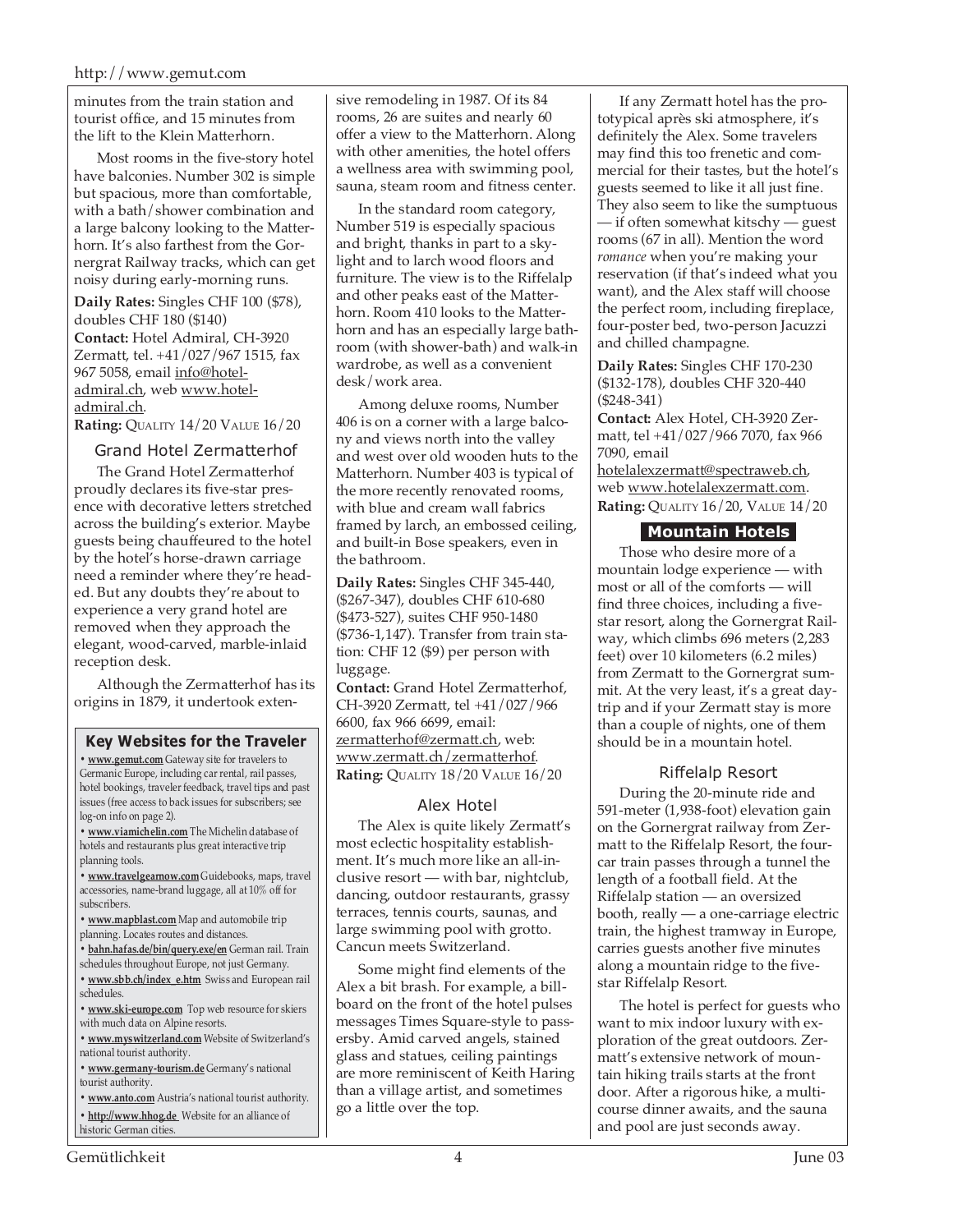minutes from the train station and tourist office, and 15 minutes from the lift to the Klein Matterhorn.

Most rooms in the five-story hotel have balconies. Number 302 is simple but spacious, more than comfortable, with a bath/shower combination and a large balcony looking to the Matterhorn. It's also farthest from the Gornergrat Railway tracks, which can get noisy during early-morning runs.

**Daily Rates:** Singles CHF 100 ($78), doubles CHF 180 ($140)

**Contact:** Hotel Admiral, CH-3920 Zermatt, tel. +41/027/967 1515, fax 967 5058, email info@hotel-admiral.ch, web www.hotel-admiral.ch.

**Rating:** QUALITY 14/20 VALUE 16/20

### Grand Hotel Zermatterhof

The Grand Hotel Zermatterhof proudly declares its five-star presence with decorative letters stretched across the building's exterior. Maybe guests being chauffeured to the hotel by the hotel's horse-drawn carriage need a reminder where they're headed. But any doubts they're about to experience a very grand hotel are removed when they approach the elegant, wood-carved, marble-inlaid reception desk.

Although the Zermatterhof has its origins in 1879, it undertook extensive remodeling in 1987. Of its 84 rooms, 26 are suites and nearly 60 offer a view to the Matterhorn. Along with other amenities, the hotel offers a wellness area with swimming pool, sauna, steam room and fitness center.

In the standard room category, Number 519 is especially spacious and bright, thanks in part to a skylight and to larch wood floors and furniture. The view is to the Riffelalp and other peaks east of the Matterhorn. Room 410 looks to the Matterhorn and has an especially large bathroom (with shower-bath) and walk-in wardrobe, as well as a convenient desk/work area.

Among deluxe rooms, Number 406 is on a corner with a large balcony and views north into the valley and west over old wooden huts to the Matterhorn. Number 403 is typical of the more recently renovated rooms, with blue and cream wall fabrics framed by larch, an embossed ceiling, and built-in Bose speakers, even in the bathroom.

**Daily Rates:** Singles CHF 345-440, ($267-347), doubles CHF 610-680 ($473-527), suites CHF 950-1480 ($736-1,147). Transfer from train station: CHF 12 ($9) per person with luggage.

**Contact:** Grand Hotel Zermatterhof, CH-3920 Zermatt, tel +41/027/966 6600, fax 966 6699, email: zermatterhof@zermatt.ch, web: www.zermatt.ch/zermatterhof.

**Rating:** QUALITY 18/20 VALUE 16/20

### Alex Hotel

The Alex is quite likely Zermatt's most eclectic hospitality establishment. It's much more like an all-inclusive resort — with bar, nightclub, dancing, outdoor restaurants, grassy terraces, tennis courts, saunas, and large swimming pool with grotto. Cancun meets Switzerland.

Some might find elements of the Alex a bit brash. For example, a billboard on the front of the hotel pulses messages Times Square-style to passersby. Amid carved angels, stained glass and statues, ceiling paintings are more reminiscent of Keith Haring than a village artist, and sometimes go a little over the top.

If any Zermatt hotel has the prototypical après ski atmosphere, it's definitely the Alex. Some travelers may find this too frenetic and commercial for their tastes, but the hotel's guests seemed to like it all just fine. They also seem to like the sumptuous — if often somewhat kitschy — guest rooms (67 in all). Mention the word *romance* when you're making your reservation (if that's indeed what you want), and the Alex staff will choose the perfect room, including fireplace, four-poster bed, two-person Jacuzzi and chilled champagne.

**Daily Rates:** Singles CHF 170-230 ($132-178), doubles CHF 320-440 ($248-341)

**Contact:** Alex Hotel, CH-3920 Zermatt, tel +41/027/966 7070, fax 966 7090, email hotelalexzermatt@spectraweb.ch, web www.hotelalexzermatt.com.

**Rating:** QUALITY 16/20, VALUE 14/20

## Mountain Hotels

Those who desire more of a mountain lodge experience — with most or all of the comforts — will find three choices, including a five-star resort, along the Gornergrat Railway, which climbs 696 meters (2,283 feet) over 10 kilometers (6.2 miles) from Zermatt to the Gornergrat summit. At the very least, it's a great daytrip and if your Zermatt stay is more than a couple of nights, one of them should be in a mountain hotel.

### Riffelalp Resort

During the 20-minute ride and 591-meter (1,938-foot) elevation gain on the Gornergrat railway from Zermatt to the Riffelalp Resort, the four-car train passes through a tunnel the length of a football field. At the Riffelalp station — an oversized booth, really — a one-carriage electric train, the highest tramway in Europe, carries guests another five minutes along a mountain ridge to the five-star Riffelalp Resort.

The hotel is perfect for guests who want to mix indoor luxury with exploration of the great outdoors. Zermatt's extensive network of mountain hiking trails starts at the front door. After a rigorous hike, a multi-course dinner awaits, and the sauna and pool are just seconds away.

---

**Key Websites for the Traveler**

- **www.gemut.com** Gateway site for travelers to Germanic Europe, including car rental, rail passes, hotel bookings, traveler feedback, travel tips and past issues (free access to back issues for subscribers; see log-on info on page 2).
- **www.viamichelin.com** The Michelin database of hotels and restaurants plus great interactive trip planning tools.
- **www.travelgearnow.com** Guidebooks, maps, travel accessories, name-brand luggage, all at 10% off for subscribers.
- **www.mapblast.com** Map and automobile trip planning. Locates routes and distances.
- **bahn.hafas.de/bin/query.exe/en** German rail. Train schedules throughout Europe, not just Germany.
- **www.sbb.ch/index_e.htm** Swiss and European rail schedules.
- **www.ski-europe.com** Top web resource for skiers with much data on Alpine resorts.
- **www.myswitzerland.com** Website of Switzerland's national tourist authority.
- **www.germany-tourism.de** Germany's national tourist authority.
- **www.anto.com** Austria's national tourist authority.
- **http://www.hhog.de** Website for an alliance of historic German cities.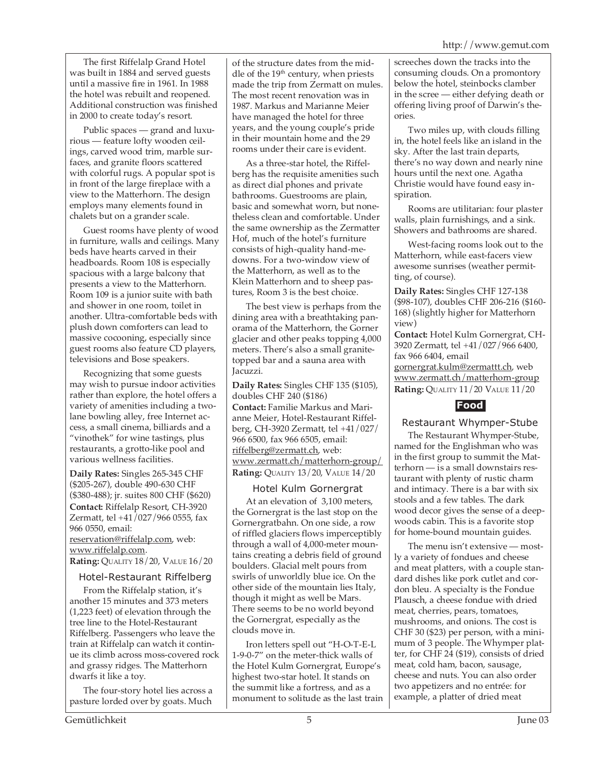The first Riffelalp Grand Hotel was built in 1884 and served guests until a massive fire in 1961. In 1988 the hotel was rebuilt and reopened. Additional construction was finished in 2000 to create today's resort.

Public spaces — grand and luxurious — feature lofty wooden ceilings, carved wood trim, marble surfaces, and granite floors scattered with colorful rugs. A popular spot is in front of the large fireplace with a view to the Matterhorn. The design employs many elements found in chalets but on a grander scale.

Guest rooms have plenty of wood in furniture, walls and ceilings. Many beds have hearts carved in their headboards. Room 108 is especially spacious with a large balcony that presents a view to the Matterhorn. Room 109 is a junior suite with bath and shower in one room, toilet in another. Ultra-comfortable beds with plush down comforters can lead to massive cocooning, especially since guest rooms also feature CD players, televisions and Bose speakers.

Recognizing that some guests may wish to pursue indoor activities rather than explore, the hotel offers a variety of amenities including a two-lane bowling alley, free Internet access, a small cinema, billiards and a "vinothek" for wine tastings, plus restaurants, a grotto-like pool and various wellness facilities.

**Daily Rates:** Singles 265-345 CHF ($205-267), double 490-630 CHF ($380-488); jr. suites 800 CHF ($620)
**Contact:** Riffelalp Resort, CH-3920 Zermatt, tel +41/027/966 0555, fax 966 0550, email: reservation@riffelalp.com, web: www.riffelalp.com.
**Rating:** QUALITY 18/20, VALUE 16/20

### Hotel-Restaurant Riffelberg

From the Riffelalp station, it's another 15 minutes and 373 meters (1,223 feet) of elevation through the tree line to the Hotel-Restaurant Riffelberg. Passengers who leave the train at Riffelalp can watch it continue its climb across moss-covered rock and grassy ridges. The Matterhorn dwarfs it like a toy.

The four-story hotel lies across a pasture lorded over by goats. Much of the structure dates from the middle of the 19th century, when priests made the trip from Zermatt on mules. The most recent renovation was in 1987. Markus and Marianne Meier have managed the hotel for three years, and the young couple's pride in their mountain home and the 29 rooms under their care is evident.

As a three-star hotel, the Riffelberg has the requisite amenities such as direct dial phones and private bathrooms. Guestrooms are plain, basic and somewhat worn, but nonetheless clean and comfortable. Under the same ownership as the Zermatter Hof, much of the hotel's furniture consists of high-quality hand-me-downs. For a two-window view of the Matterhorn, as well as to the Klein Matterhorn and to sheep pastures, Room 3 is the best choice.

The best view is perhaps from the dining area with a breathtaking panorama of the Matterhorn, the Gorner glacier and other peaks topping 4,000 meters. There's also a small granite-topped bar and a sauna area with Jacuzzi.

**Daily Rates:** Singles CHF 135 ($105), doubles CHF 240 ($186)
**Contact:** Familie Markus and Marianne Meier, Hotel-Restaurant Riffelberg, CH-3920 Zermatt, tel +41/027/966 6500, fax 966 6505, email: riffelberg@zermatt.ch, web: www.zermatt.ch/matterhorn-group/
**Rating:** QUALITY 13/20, VALUE 14/20

### Hotel Kulm Gornergrat

At an elevation of 3,100 meters, the Gornergrat is the last stop on the Gornergratbahn. On one side, a row of riffled glaciers flows imperceptibly through a wall of 4,000-meter mountains creating a debris field of ground boulders. Glacial melt pours from swirls of unworldly blue ice. On the other side of the mountain lies Italy, though it might as well be Mars. There seems to be no world beyond the Gornergrat, especially as the clouds move in.

Iron letters spell out "H-O-T-E-L 1-9-0-7" on the meter-thick walls of the Hotel Kulm Gornergrat, Europe's highest two-star hotel. It stands on the summit like a fortress, and as a monument to solitude as the last train screeches down the tracks into the consuming clouds. On a promontory below the hotel, steinbocks clamber in the scree — either defying death or offering living proof of Darwin's theories.

Two miles up, with clouds filling in, the hotel feels like an island in the sky. After the last train departs, there's no way down and nearly nine hours until the next one. Agatha Christie would have found easy inspiration.

Rooms are utilitarian: four plaster walls, plain furnishings, and a sink. Showers and bathrooms are shared.

West-facing rooms look out to the Matterhorn, while east-facers view awesome sunrises (weather permitting, of course).

**Daily Rates:** Singles CHF 127-138 ($98-107), doubles CHF 206-216 ($160-168) (slightly higher for Matterhorn view)
**Contact:** Hotel Kulm Gornergrat, CH-3920 Zermatt, tel +41/027/966 6400, fax 966 6404, email gornergrat.kulm@zermattt.ch, web www.zermatt.ch/matterhorn-group
**Rating:** QUALITY 11/20 VALUE 11/20

## Food

### Restaurant Whymper-Stube

The Restaurant Whymper-Stube, named for the Englishman who was in the first group to summit the Matterhorn — is a small downstairs restaurant with plenty of rustic charm and intimacy. There is a bar with six stools and a few tables. The dark wood decor gives the sense of a deep-woods cabin. This is a favorite stop for home-bound mountain guides.

The menu isn't extensive — mostly a variety of fondues and cheese and meat platters, with a couple standard dishes like pork cutlet and cordon bleu. A specialty is the Fondue Plausch, a cheese fondue with dried meat, cherries, pears, tomatoes, mushrooms, and onions. The cost is CHF 30 ($23) per person, with a minimum of 3 people. The Whymper platter, for CHF 24 ($19), consists of dried meat, cold ham, bacon, sausage, cheese and nuts. You can also order two appetizers and no entrée: for example, a platter of dried meat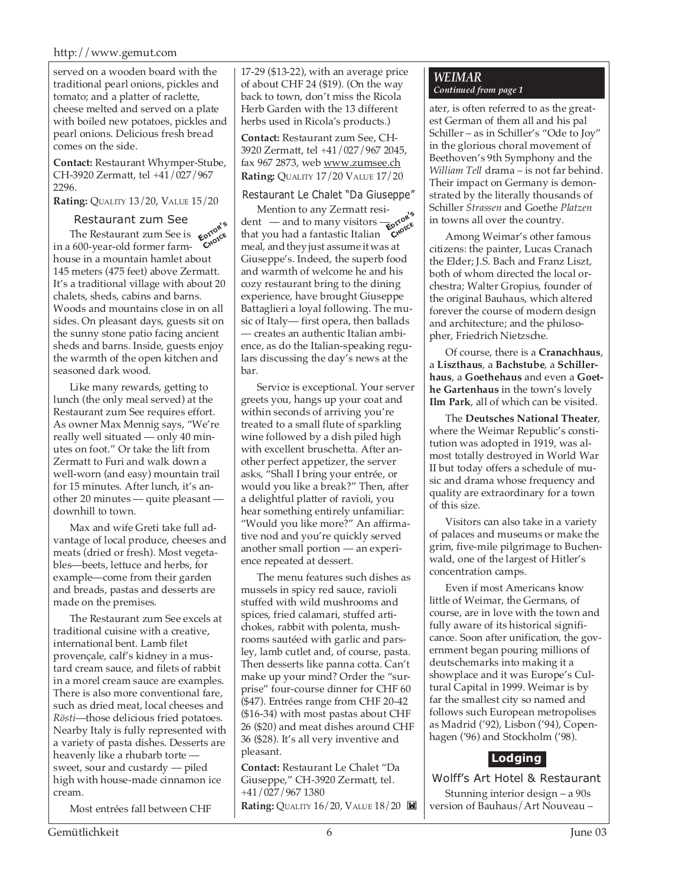served on a wooden board with the traditional pearl onions, pickles and tomato; and a platter of raclette, cheese melted and served on a plate with boiled new potatoes, pickles and pearl onions. Delicious fresh bread comes on the side.

**Contact:** Restaurant Whymper-Stube, CH-3920 Zermatt, tel +41/027/967 2296.

**Rating:** QUALITY 13/20, VALUE 15/20

### Restaurant zum See

EDITOR'S CHOICE

The Restaurant zum See is in a 600-year-old former farmhouse in a mountain hamlet about 145 meters (475 feet) above Zermatt. It's a traditional village with about 20 chalets, sheds, cabins and barns. Woods and mountains close in on all sides. On pleasant days, guests sit on the sunny stone patio facing ancient sheds and barns. Inside, guests enjoy the warmth of the open kitchen and seasoned dark wood.

Like many rewards, getting to lunch (the only meal served) at the Restaurant zum See requires effort. As owner Max Mennig says, "We're really well situated — only 40 minutes on foot." Or take the lift from Zermatt to Furi and walk down a well-worn (and easy) mountain trail for 15 minutes. After lunch, it's another 20 minutes — quite pleasant — downhill to town.

Max and wife Greti take full advantage of local produce, cheeses and meats (dried or fresh). Most vegetables—beets, lettuce and herbs, for example—come from their garden and breads, pastas and desserts are made on the premises.

The Restaurant zum See excels at traditional cuisine with a creative, international bent. Lamb filet provençale, calf's kidney in a mustard cream sauce, and filets of rabbit in a morel cream sauce are examples. There is also more conventional fare, such as dried meat, local cheeses and *Rösti*—those delicious fried potatoes. Nearby Italy is fully represented with a variety of pasta dishes. Desserts are heavenly like a rhubarb torte — sweet, sour and custardy — piled high with house-made cinnamon ice cream.

Most entrées fall between CHF 17-29 ($13-22), with an average price of about CHF 24 ($19). (On the way back to town, don't miss the Ricola Herb Garden with the 13 different herbs used in Ricola's products.)

**Contact:** Restaurant zum See, CH-3920 Zermatt, tel +41/027/967 2045, fax 967 2873, web www.zumsee.ch

**Rating:** QUALITY 17/20 VALUE 17/20

### Restaurant Le Chalet "Da Giuseppe"

EDITOR'S CHOICE

Mention to any Zermatt resident — and to many visitors — that you had a fantastic Italian meal, and they just assume it was at Giuseppe's. Indeed, the superb food and warmth of welcome he and his cozy restaurant bring to the dining experience, have brought Giuseppe Battaglieri a loyal following. The music of Italy— first opera, then ballads — creates an authentic Italian ambience, as do the Italian-speaking regulars discussing the day's news at the bar.

Service is exceptional. Your server greets you, hangs up your coat and within seconds of arriving you're treated to a small flute of sparkling wine followed by a dish piled high with excellent bruschetta. After another perfect appetizer, the server asks, "Shall I bring your entrée, or would you like a break?" Then, after a delightful platter of ravioli, you hear something entirely unfamiliar: "Would you like more?" An affirmative nod and you're quickly served another small portion — an experience repeated at dessert.

The menu features such dishes as mussels in spicy red sauce, ravioli stuffed with wild mushrooms and spices, fried calamari, stuffed artichokes, rabbit with polenta, mushrooms sautéed with garlic and parsley, lamb cutlet and, of course, pasta. Then desserts like panna cotta. Can't make up your mind? Order the "surprise" four-course dinner for CHF 60 ($47). Entrées range from CHF 20-42 ($16-34) with most pastas about CHF 26 ($20) and meat dishes around CHF 36 ($28). It's all very inventive and pleasant.

**Contact:** Restaurant Le Chalet "Da Giuseppe," CH-3920 Zermatt, tel. +41/027/967 1380

**Rating:** QUALITY 16/20, VALUE 18/20

## *WEIMAR*
*Continued from page 1*

ater, is often referred to as the greatest German of them all and his pal Schiller – as in Schiller's "Ode to Joy" in the glorious choral movement of Beethoven's 9th Symphony and the *William Tell* drama – is not far behind. Their impact on Germany is demonstrated by the literally thousands of Schiller *Strassen* and Goethe *Platzen* in towns all over the country.

Among Weimar's other famous citizens: the painter, Lucas Cranach the Elder; J.S. Bach and Franz Liszt, both of whom directed the local orchestra; Walter Gropius, founder of the original Bauhaus, which altered forever the course of modern design and architecture; and the philosopher, Friedrich Nietzsche.

Of course, there is a **Cranachhaus**, a **Liszthaus**, a **Bachstube**, a **Schillerhaus**, a **Goethehaus** and even a **Goethe Gartenhaus** in the town's lovely **Ilm Park**, all of which can be visited.

The **Deutsches National Theater**, where the Weimar Republic's constitution was adopted in 1919, was almost totally destroyed in World War II but today offers a schedule of music and drama whose frequency and quality are extraordinary for a town of this size.

Visitors can also take in a variety of palaces and museums or make the grim, five-mile pilgrimage to Buchenwald, one of the largest of Hitler's concentration camps.

Even if most Americans know little of Weimar, the Germans, of course, are in love with the town and fully aware of its historical significance. Soon after unification, the government began pouring millions of deutschemarks into making it a showplace and it was Europe's Cultural Capital in 1999. Weimar is by far the smallest city so named and follows such European metropolises as Madrid ('92), Lisbon ('94), Copenhagen ('96) and Stockholm ('98).

## Lodging

### Wolff's Art Hotel & Restaurant

Stunning interior design – a 90s version of Bauhaus/Art Nouveau –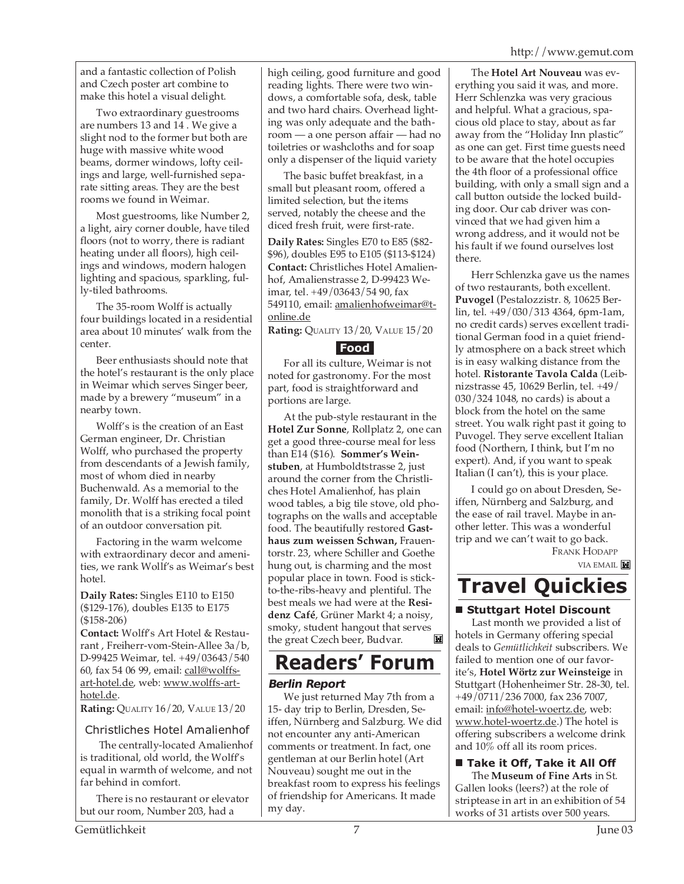and a fantastic collection of Polish and Czech poster art combine to make this hotel a visual delight.

Two extraordinary guestrooms are numbers 13 and 14 . We give a slight nod to the former but both are huge with massive white wood beams, dormer windows, lofty ceilings and large, well-furnished separate sitting areas. They are the best rooms we found in Weimar.

Most guestrooms, like Number 2, a light, airy corner double, have tiled floors (not to worry, there is radiant heating under all floors), high ceilings and windows, modern halogen lighting and spacious, sparkling, fully-tiled bathrooms.

The 35-room Wolff is actually four buildings located in a residential area about 10 minutes' walk from the center.

Beer enthusiasts should note that the hotel's restaurant is the only place in Weimar which serves Singer beer, made by a brewery "museum" in a nearby town.

Wolff's is the creation of an East German engineer, Dr. Christian Wolff, who purchased the property from descendants of a Jewish family, most of whom died in nearby Buchenwald. As a memorial to the family, Dr. Wolff has erected a tiled monolith that is a striking focal point of an outdoor conversation pit.

Factoring in the warm welcome with extraordinary decor and amenities, we rank Wolff's as Weimar's best hotel.

**Daily Rates:** Singles E110 to E150 ($129-176), doubles E135 to E175 ($158-206)

**Contact:** Wolff's Art Hotel & Restaurant , Freiherr-vom-Stein-Allee 3a/b, D-99425 Weimar, tel. +49/03643/540 60, fax 54 06 99, email: call@wolffs-art-hotel.de, web: www.wolffs-art-hotel.de.

**Rating:** QUALITY 16/20, VALUE 13/20

### Christliches Hotel Amalienhof

The centrally-located Amalienhof is traditional, old world, the Wolff's equal in warmth of welcome, and not far behind in comfort.

There is no restaurant or elevator but our room, Number 203, had a high ceiling, good furniture and good reading lights. There were two windows, a comfortable sofa, desk, table and two hard chairs. Overhead lighting was only adequate and the bathroom — a one person affair — had no toiletries or washcloths and for soap only a dispenser of the liquid variety

The basic buffet breakfast, in a small but pleasant room, offered a limited selection, but the items served, notably the cheese and the diced fresh fruit, were first-rate.

**Daily Rates:** Singles E70 to E85 ($82-$96), doubles E95 to E105 ($113-$124)

**Contact:** Christliches Hotel Amalienhof, Amalienstrasse 2, D-99423 Weimar, tel. +49/03643/54 90, fax 549110, email: amalienhofweimar@t-online.de

**Rating:** QUALITY 13/20, VALUE 15/20

### Food

For all its culture, Weimar is not noted for gastronomy. For the most part, food is straightforward and portions are large.

At the pub-style restaurant in the **Hotel Zur Sonne**, Rollplatz 2, one can get a good three-course meal for less than E14 ($16). **Sommer's Weinstuben**, at Humboldtstrasse 2, just around the corner from the Christliches Hotel Amalienhof, has plain wood tables, a big tile stove, old photographs on the walls and acceptable food. The beautifully restored **Gasthaus zum weissen Schwan,** Frauentorstr. 23, where Schiller and Goethe hung out, is charming and the most popular place in town. Food is stick-to-the-ribs-heavy and plentiful. The best meals we had were at the **Residenz Café**, Grüner Markt 4; a noisy, smoky, student hangout that serves the great Czech beer, Budvar.

# Readers' Forum

### Berlin Report

We just returned May 7th from a 15- day trip to Berlin, Dresden, Seiffen, Nürnberg and Salzburg. We did not encounter any anti-American comments or treatment. In fact, one gentleman at our Berlin hotel (Art Nouveau) sought me out in the breakfast room to express his feelings of friendship for Americans. It made my day.

The **Hotel Art Nouveau** was everything you said it was, and more. Herr Schlenzka was very gracious and helpful. What a gracious, spacious old place to stay, about as far away from the "Holiday Inn plastic" as one can get. First time guests need to be aware that the hotel occupies the 4th floor of a professional office building, with only a small sign and a call button outside the locked building door. Our cab driver was convinced that we had given him a wrong address, and it would not be his fault if we found ourselves lost there.

Herr Schlenzka gave us the names of two restaurants, both excellent. **Puvogel** (Pestalozzistr. 8, 10625 Berlin, tel. +49/030/313 4364, 6pm-1am, no credit cards) serves excellent traditional German food in a quiet friendly atmosphere on a back street which is in easy walking distance from the hotel. **Ristorante Tavola Calda** (Leibnizstrasse 45, 10629 Berlin, tel. +49/030/324 1048, no cards) is about a block from the hotel on the same street. You walk right past it going to Puvogel. They serve excellent Italian food (Northern, I think, but I'm no expert). And, if you want to speak Italian (I can't), this is your place.

I could go on about Dresden, Seiffen, Nürnberg and Salzburg, and the ease of rail travel. Maybe in another letter. This was a wonderful trip and we can't wait to go back.

FRANK HODAPP
VIA EMAIL

# Travel Quickies

### ■ Stuttgart Hotel Discount

Last month we provided a list of hotels in Germany offering special deals to *Gemütlichkeit* subscribers. We failed to mention one of our favorite's, **Hotel Wörtz zur Weinsteige** in Stuttgart (Hohenheimer Str. 28-30, tel. +49/0711/236 7000, fax 236 7007, email: info@hotel-woertz.de, web: www.hotel-woertz.de.) The hotel is offering subscribers a welcome drink and 10% off all its room prices.

### ■ Take it Off, Take it All Off

The **Museum of Fine Arts** in St. Gallen looks (leers?) at the role of striptease in art in an exhibition of 54 works of 31 artists over 500 years.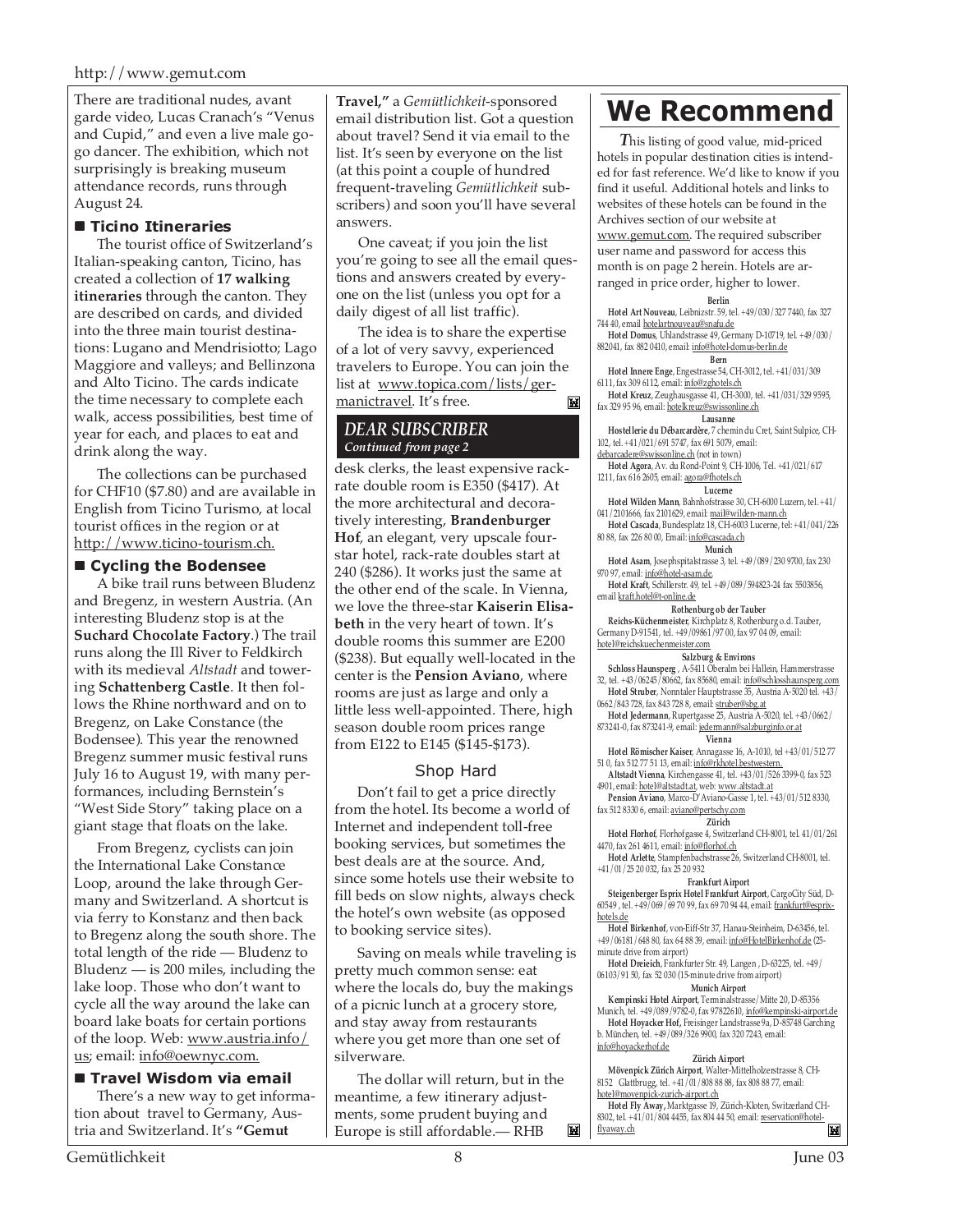There are traditional nudes, avant garde video, Lucas Cranach's "Venus and Cupid," and even a live male go-go dancer. The exhibition, which not surprisingly is breaking museum attendance records, runs through August 24.

### ■ Ticino Itineraries

The tourist office of Switzerland's Italian-speaking canton, Ticino, has created a collection of **17 walking itineraries** through the canton. They are described on cards, and divided into the three main tourist destinations: Lugano and Mendrisiotto; Lago Maggiore and valleys; and Bellinzona and Alto Ticino. The cards indicate the time necessary to complete each walk, access possibilities, best time of year for each, and places to eat and drink along the way.

The collections can be purchased for CHF10 ($7.80) and are available in English from Ticino Turismo, at local tourist offices in the region or at http://www.ticino-tourism.ch.

### ■ Cycling the Bodensee

A bike trail runs between Bludenz and Bregenz, in western Austria. (An interesting Bludenz stop is at the **Suchard Chocolate Factory**.) The trail runs along the Ill River to Feldkirch with its medieval *Altstadt* and towering **Schattenberg Castle**. It then follows the Rhine northward and on to Bregenz, on Lake Constance (the Bodensee). This year the renowned Bregenz summer music festival runs July 16 to August 19, with many performances, including Bernstein's "West Side Story" taking place on a giant stage that floats on the lake.

From Bregenz, cyclists can join the International Lake Constance Loop, around the lake through Germany and Switzerland. A shortcut is via ferry to Konstanz and then back to Bregenz along the south shore. The total length of the ride — Bludenz to Bludenz — is 200 miles, including the lake loop. Those who don't want to cycle all the way around the lake can board lake boats for certain portions of the loop. Web: www.austria.info/us; email: info@oewnyc.com.

### ■ Travel Wisdom via email

There's a new way to get information about travel to Germany, Austria and Switzerland. It's **"Gemut Travel,"** a *Gemütlichkeit*-sponsored email distribution list. Got a question about travel? Send it via email to the list. It's seen by everyone on the list (at this point a couple of hundred frequent-traveling *Gemütlichkeit* subscribers) and soon you'll have several answers.

One caveat; if you join the list you're going to see all the email questions and answers created by everyone on the list (unless you opt for a daily digest of all list traffic).

The idea is to share the expertise of a lot of very savvy, experienced travelers to Europe. You can join the list at www.topica.com/lists/germanictravel. It's free.

## DEAR SUBSCRIBER
*Continued from page 2*

desk clerks, the least expensive rack-rate double room is E350 ($417). At the more architectural and decoratively interesting, **Brandenburger Hof**, an elegant, very upscale four-star hotel, rack-rate doubles start at 240 ($286). It works just the same at the other end of the scale. In Vienna, we love the three-star **Kaiserin Elisabeth** in the very heart of town. It's double rooms this summer are E200 ($238). But equally well-located in the center is the **Pension Aviano**, where rooms are just as large and only a little less well-appointed. There, high season double room prices range from E122 to E145 ($145-$173).

### Shop Hard

Don't fail to get a price directly from the hotel. Its become a world of Internet and independent toll-free booking services, but sometimes the best deals are at the source. And, since some hotels use their website to fill beds on slow nights, always check the hotel's own website (as opposed to booking service sites).

Saving on meals while traveling is pretty much common sense: eat where the locals do, buy the makings of a picnic lunch at a grocery store, and stay away from restaurants where you get more than one set of silverware.

The dollar will return, but in the meantime, a few itinerary adjustments, some prudent buying and Europe is still affordable.— RHB

# We Recommend

*This listing of good value, mid-priced hotels in popular destination cities is intended for fast reference. We'd like to know if you find it useful. Additional hotels and links to websites of these hotels can be found in the Archives section of our website at www.gemut.com. The required subscriber user name and password for access this month is on page 2 herein. Hotels are arranged in price order, higher to lower.*

**Berlin**

**Hotel Art Nouveau**, Leibnizstr. 59, tel. +49/030/327 7440, fax 327 744 40, email hotelartnouveau@snafu.de

**Hotel Domus**, Uhlandstrasse 49, Germany D-10719, tel. +49/030/882041, fax 882 0410, email: info@hotel-domus-berlin.de

**Bern**

**Hotel Innere Enge**, Engestrasse 54, CH-3012, tel. +41/031/309 6111, fax 309 6112, email: info@zghotels.ch

**Hotel Kreuz**, Zeughausgasse 41, CH-3000, tel. +41/031/329 9595, fax 329 95 96, email: hotelkreuz@swissonline.ch

**Lausanne**

**Hostellerie du Débarcardère**, 7 chemin du Cret, Saint Sulpice, CH-102, tel. +41/021/691 5747, fax 691 5079, email: debarcadere@swissonline.ch (not in town)

**Hotel Agora**, Av. du Rond-Point 9, CH-1006, Tel. +41/021/617 1211, fax 616 2605, email: agora@fhotels.ch

**Lucerne**

**Hotel Wilden Mann**, Bahnhofstrasse 30, CH-6000 Luzern, tel. +41/041/2101666, fax 2101629, email: mail@wilden-mann.ch

**Hotel Cascada**, Bundesplatz 18, CH-6003 Lucerne, tel: +41/041/226 80 88, fax 226 80 00, Email: info@cascada.ch

**Munich**

**Hotel Asam**, Josephspitalstrasse 3, tel. +49/089/230 9700, fax 230 970 97, email: info@hotel-asam.de.

**Hotel Kraft**, Schillerstr. 49, tel. +49/089/594823-24 fax 5503856, email kraft.hotel@t-online.de

**Rothenburg ob der Tauber**

**Reichs-Küchenmeister**, Kirchplatz 8, Rothenburg o.d. Tauber, Germany D-91541, tel. +49/09861/97 00, fax 97 04 09, email: hotel@reichskuechenmeister.com

**Salzburg & Environs**

**Schloss Haunsperg** , A-5411 Oberalm bei Hallein, Hammerstrasse 32, tel. +43/06245/80662, fax 85680, email: info@schlosshaunsperg.com

**Hotel Struber**, Nonntaler Hauptstrasse 35, Austria A-5020 tel. +43/0662/843 728, fax 843 728 8, email: struber@sbg.at

**Hotel Jedermann**, Rupertgasse 25, Austria A-5020, tel. +43/0662/873241-0, fax 873241-9, email: jedermann@salzburginfo.or.at

**Vienna**

**Hotel Römischer Kaiser**, Annagasse 16, A-1010, tel +43/01/512 77 51 0, fax 512 77 51 13, email: info@rkhotel.bestwestern.

**Altstadt Vienna**, Kirchengasse 41, tel. +43/01/526 3399-0, fax 523 4901, email: hotel@altstadt.at, web: www.altstadt.at

**Pension Aviano**, Marco-D'Aviano-Gasse 1, tel. +43/01/512 8330, fax 512 8330 6, email: aviano@pertschy.com

**Zürich**

**Hotel Florhof**, Florhofgasse 4, Switzerland CH-8001, tel. 41/01/261 4470, fax 261 4611, email: info@florhof.ch

**Hotel Arlette**, Stampfenbachstrasse 26, Switzerland CH-8001, tel. +41/01/25 20 032, fax 25 20 932

**Frankfurt Airport**

**Steigenberger Esprix Hotel Frankfurt Airport**, CargoCity Süd, D-60549 , tel. +49/069/69 70 99, fax 69 70 94 44, email: frankfurt@esprix-hotels.de

**Hotel Birkenhof**, von-Eiff-Str 37, Hanau-Steinheim, D-63456, tel. +49/06181/648 80, fax 64 88 39, email: info@HotelBirkenhof.de (25-minute drive from airport)

**Hotel Dreieich**, Frankfurter Str. 49, Langen , D-63225, tel. +49/06103/91 50, fax 52 030 (15-minute drive from airport)

**Munich Airport**

**Kempinski Hotel Airport**, Terminalstrasse/Mitte 20, D-85356 Munich, tel. +49/089/9782-0, fax 97822610, info@kempinski-airport.de

**Hotel Hoyacker Hof**, Freisinger Landstrasse 9a, D-85748 Garching b. München, tel. +49/089/326 9900, fax 320 7243, email: info@hoyackerhof.de

**Zürich Airport**

**Mövenpick Zürich Airport**, Walter-Mittelholzerstrasse 8, CH-8152 Glattbrugg, tel. +41/01/808 88 88, fax 808 88 77, email: hotel@movenpick-zurich-airport.ch

**Hotel Fly Away**, Marktgasse 19, Zürich-Kloten, Switzerland CH-8302, tel. +41/01/804 4455, fax 804 44 50, email: reservation@hotel-flyaway.ch